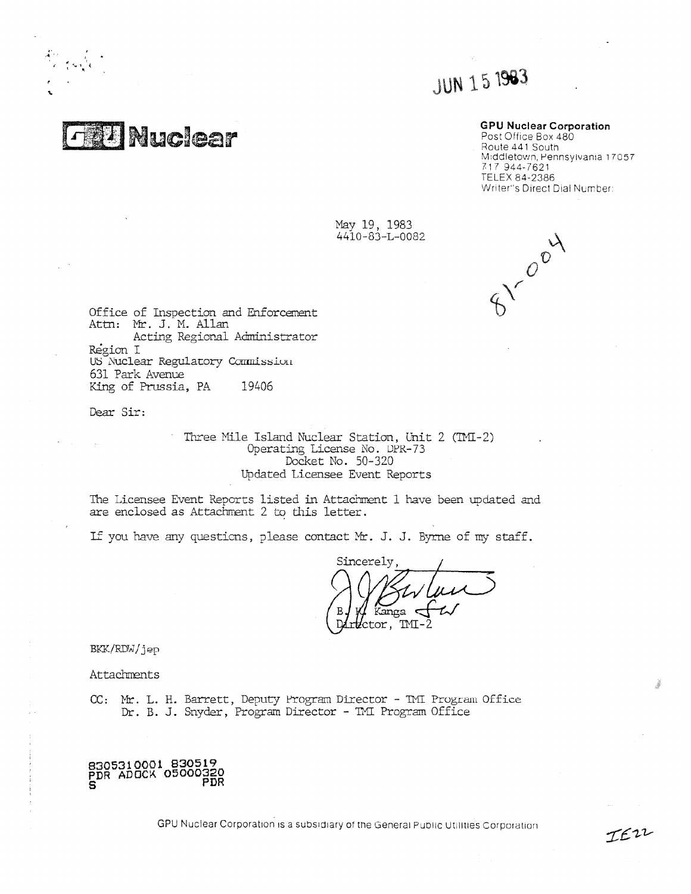JUN 15 1983

**GPU Nuclear**

**GPU Nuclear Corporation**
Post Office Box 480
Route 441 South
Middletown, Pennsylvania 17057
717 944-7621
TELEX 84-2386
Writer's Direct Dial Number:

May 19, 1983
4410-83-L-0082

81-004

Office of Inspection and Enforcement
Attn: Mr. J. M. Allan
Acting Regional Administrator
Region I
US Nuclear Regulatory Commission
631 Park Avenue
King of Prussia, PA 19406

Dear Sir:

Three Mile Island Nuclear Station, Unit 2 (TMI-2)
Operating License No. DPR-73
Docket No. 50-320
Updated Licensee Event Reports

The Licensee Event Reports listed in Attachment 1 have been updated and are enclosed as Attachment 2 to this letter.

If you have any questions, please contact Mr. J. J. Byrne of my staff.

Sincerely,

B. K. Kanga
Director, TMI-2

BKK/RDW/jep

Attachments

CC: Mr. L. H. Barrett, Deputy Program Director - TMI Program Office
Dr. B. J. Snyder, Program Director - TMI Program Office

8305310001 830519
PDR ADOCK 05000320
S PDR

GPU Nuclear Corporation is a subsidiary of the General Public Utilities Corporation

IE22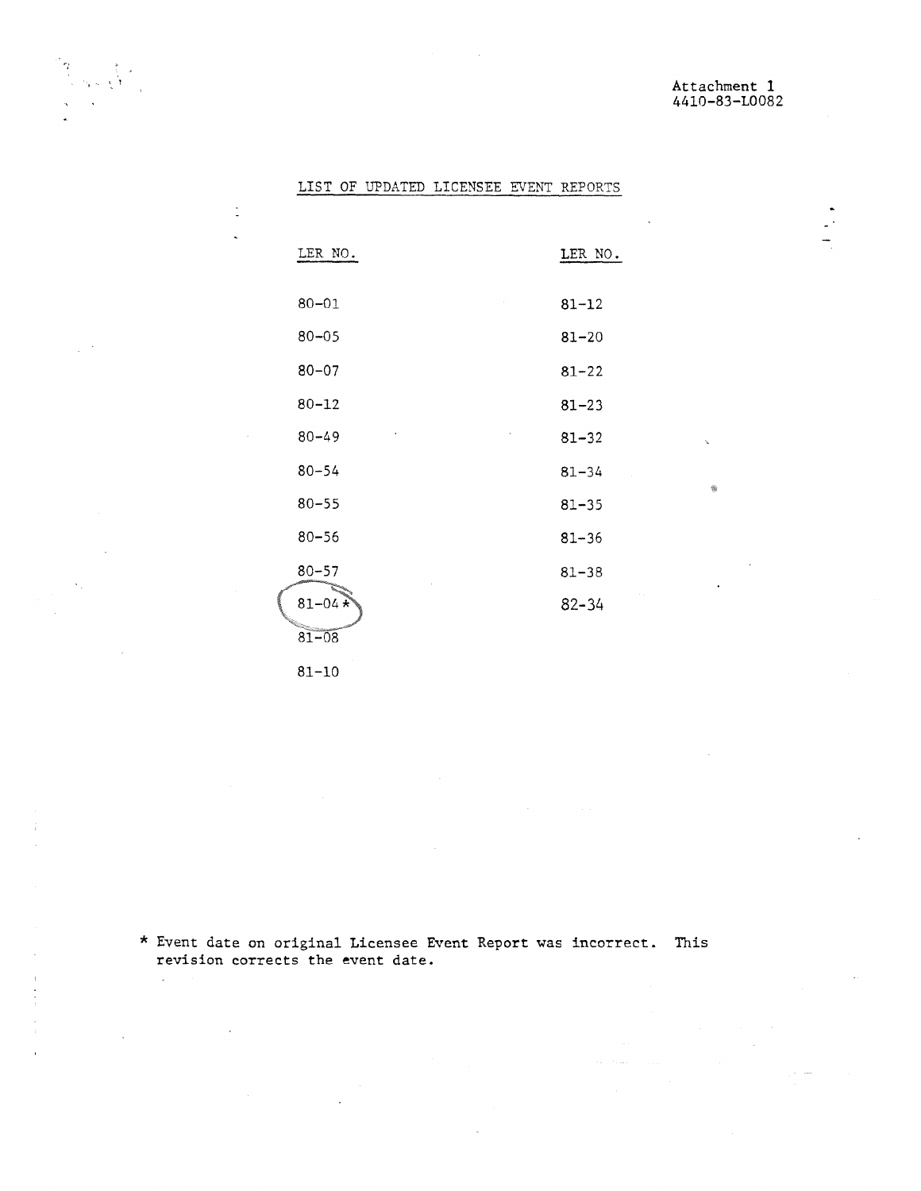Attachment 1
4410-83-L0082

LIST OF UPDATED LICENSEE EVENT REPORTS

| LER NO. | LER NO. |
| --- | --- |
| 80-01 | 81-12 |
| 80-05 | 81-20 |
| 80-07 | 81-22 |
| 80-12 | 81-23 |
| 80-49 | 81-32 |
| 80-54 | 81-34 |
| 80-55 | 81-35 |
| 80-56 | 81-36 |
| 80-57 | 81-38 |
| 81-04* | 82-34 |
| 81-08 | |
| 81-10 | |

\* Event date on original Licensee Event Report was incorrect. This revision corrects the event date.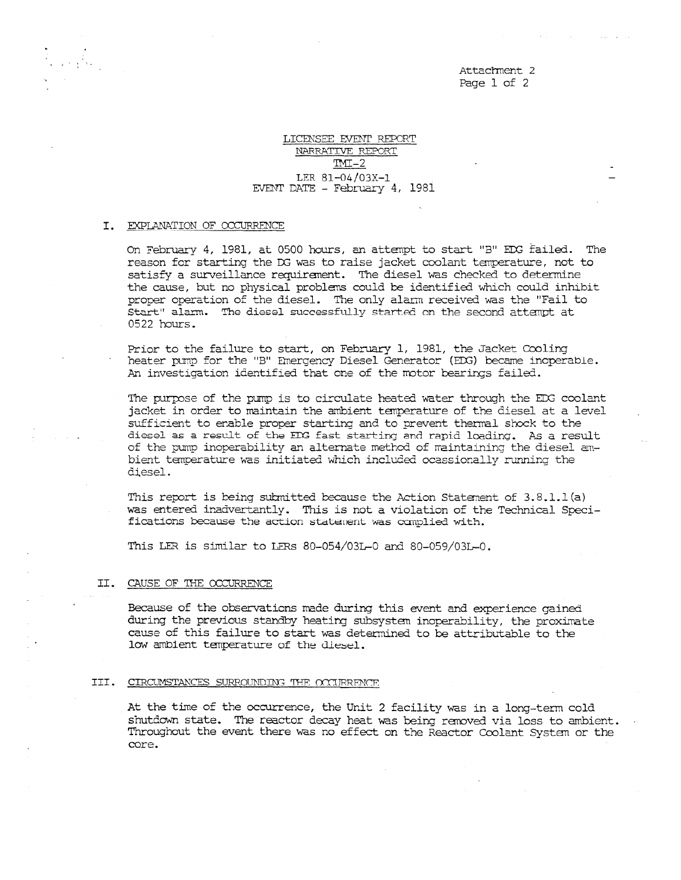Attachment 2

LICENSEE EVENT REPORT
NARRATIVE REPORT
TMI-2
LER 81-04/03X-1
EVENT DATE - February 4, 1981

## I. EXPLANATION OF OCCURRENCE

On February 4, 1981, at 0500 hours, an attempt to start "B" EDG failed. The reason for starting the DG was to raise jacket coolant temperature, not to satisfy a surveillance requirement. The diesel was checked to determine the cause, but no physical problems could be identified which could inhibit proper operation of the diesel. The only alarm received was the "Fail to Start" alarm. The diesel successfully started on the second attempt at 0522 hours.

Prior to the failure to start, on February 1, 1981, the Jacket Cooling heater pump for the "B" Emergency Diesel Generator (EDG) became inoperable. An investigation identified that one of the motor bearings failed.

The purpose of the pump is to circulate heated water through the EDG coolant jacket in order to maintain the ambient temperature of the diesel at a level sufficient to enable proper starting and to prevent thermal shock to the diesel as a result of the EDG fast starting and rapid loading. As a result of the pump inoperability an alternate method of maintaining the diesel ambient temperature was initiated which included ocassionally running the diesel.

This report is being submitted because the Action Statement of 3.8.1.1(a) was entered inadvertantly. This is not a violation of the Technical Specifications because the action statement was complied with.

This LER is similar to LERs 80-054/03L-0 and 80-059/03L-0.

## II. CAUSE OF THE OCCURRENCE

Because of the observations made during this event and experience gained during the previous standby heating subsystem inoperability, the proximate cause of this failure to start was determined to be attributable to the low ambient temperature of the diesel.

## III. CIRCUMSTANCES SURROUNDING THE OCCURRENCE

At the time of the occurrence, the Unit 2 facility was in a long-term cold shutdown state. The reactor decay heat was being removed via loss to ambient. Throughout the event there was no effect on the Reactor Coolant System or the core.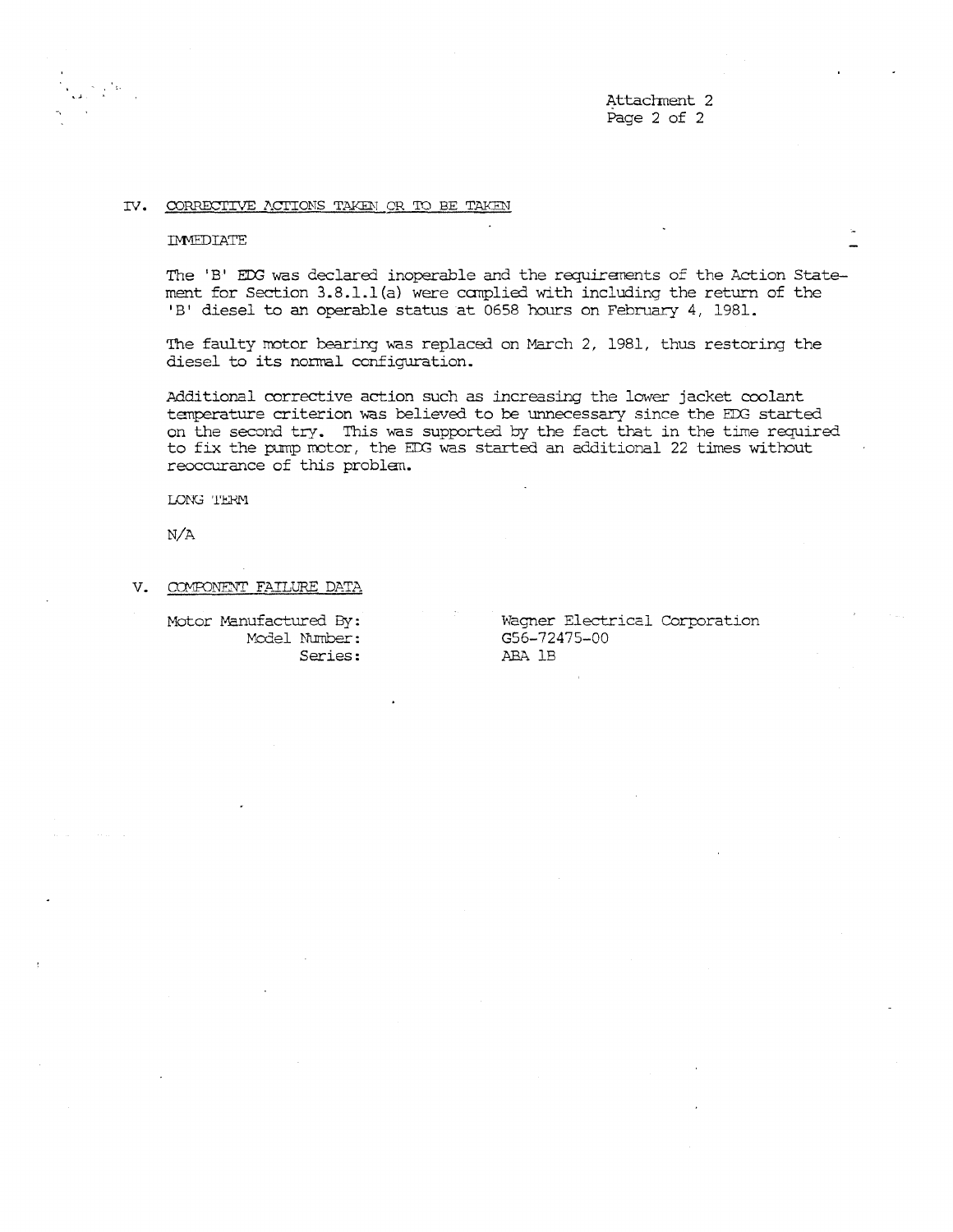Attachment 2

## IV. CORRECTIVE ACTIONS TAKEN OR TO BE TAKEN

IMMEDIATE

The 'B' EDG was declared inoperable and the requirements of the Action Statement for Section 3.8.1.1(a) were complied with including the return of the 'B' diesel to an operable status at 0658 hours on February 4, 1981.

The faulty motor bearing was replaced on March 2, 1981, thus restoring the diesel to its normal configuration.

Additional corrective action such as increasing the lower jacket coolant temperature criterion was believed to be unnecessary since the EDG started on the second try. This was supported by the fact that in the time required to fix the pump motor, the EDG was started an additional 22 times without reoccurance of this problem.

LONG TERM

N/A

## V. COMPONENT FAILURE DATA

| | |
|---|---|
| Motor Manufactured By: | Wagner Electrical Corporation |
| Model Number: | G56-72475-00 |
| Series: | ABA 1B |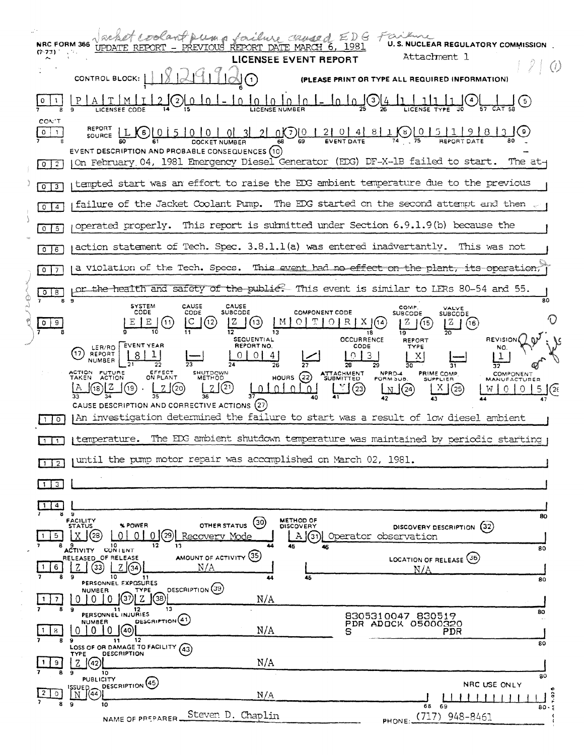Jacket coolant pump failure caused EDG Failure

NRC FORM 366 (7-77)

UPDATE REPORT - PREVIOUS REPORT DATE MARCH 6, 1981

U. S. NUCLEAR REGULATORY COMMISSION

Attachment 1

# LICENSEE EVENT REPORT

CONTROL BLOCK: 1182992 (1) (PLEASE PRINT OR TYPE ALL REQUIRED INFORMATION)

01 | P A T M I 2 (2) | 0 0 - 0 0 0 0 0 - 0 0 (3) | 4 1 1 1 1 (4) | (5)

LICENSEE CODE | LICENSE NUMBER | LICENSE TYPE | CAT

CON'T

01 REPORT SOURCE L (6) 0 5 0 0 0 3 2 0 (7) 0 2 0 4 8 1 (8) 0 5 1 9 8 3 (9)

DOCKET NUMBER | EVENT DATE | REPORT DATE

EVENT DESCRIPTION AND PROBABLE CONSEQUENCES (10)

On February 04, 1981 Emergency Diesel Generator (EDG) DF-X-1B failed to start. The attempted start was an effort to raise the EDG ambient temperature due to the previous failure of the Jacket Coolant Pump. The EDG started on the second attempt and then operated properly. This report is submitted under Section 6.9.1.9(b) because the action statement of Tech. Spec. 3.8.1.1(a) was entered inadvertantly. This was not a violation of the Tech. Specs. ~~This event had no effect on the plant, its operation, or the health and safety of the public.~~ This event is similar to LERs 80-54 and 55.

| SYSTEM CODE | CAUSE CODE | CAUSE SUBCODE | COMPONENT CODE | COMP. SUBCODE | VALVE SUBCODE |
|---|---|---|---|---|---|
| E E (11) | C (12) | Z (13) | M O T O R X (14) | Z (15) | Z (16) |

| (17) LER/RO REPORT NUMBER | EVENT YEAR | | SEQUENTIAL REPORT NO. | | OCCURRENCE CODE | REPORT TYPE | | REVISION NO. |
|---|---|---|---|---|---|---|---|---|
| | 8 1 | — | 0 0 4 | / | 0 3 | X | — | 1 |

Rev. on file

| ACTION TAKEN | FUTURE ACTION | EFFECT ON PLANT | SHUTDOWN METHOD | HOURS (22) | ATTACHMENT SUBMITTED | NPRD-4 FORM SUB. | PRIME COMP. SUPPLIER | COMPONENT MANUFACTURER |
|---|---|---|---|---|---|---|---|---|
| A (18) | Z (19) | Z (20) | Z (21) | 0 0 0 0 0 | Y (23) | N (24) | X (25) | W 0 0 5 (26) |

CAUSE DESCRIPTION AND CORRECTIVE ACTIONS (27)

An investigation determined the failure to start was a result of low diesel ambient temperature. The EDG ambient shutdown temperature was maintained by periodic starting until the pump motor repair was accomplished on March 02, 1981.

| FACILITY STATUS | % POWER | OTHER STATUS (30) | METHOD OF DISCOVERY | DISCOVERY DESCRIPTION (32) |
|---|---|---|---|---|
| X (28) | 0 0 0 (29) | Recovery Mode | A (31) | Operator observation |

| ACTIVITY RELEASED | CONTENT OF RELEASE | AMOUNT OF ACTIVITY (35) | LOCATION OF RELEASE (36) |
|---|---|---|---|
| Z (33) | Z (34) | N/A | N/A |

PERSONNEL EXPOSURES

| NUMBER | TYPE | DESCRIPTION (39) |
|---|---|---|
| 0 0 0 (37) | Z (38) | N/A |

PERSONNEL INJURIES

| NUMBER | DESCRIPTION (41) |
|---|---|
| 0 0 0 (40) | N/A |

8305310047 830519
PDR ADOCK 05000320
S PDR

LOSS OF OR DAMAGE TO FACILITY (43)

| TYPE | DESCRIPTION |
|---|---|
| Z (42) | N/A |

PUBLICITY

| ISSUED | DESCRIPTION (45) |
|---|---|
| N (44) | N/A |

NRC USE ONLY

NAME OF PREPARER Steven D. Chaplin

PHONE: (717) 948-8461